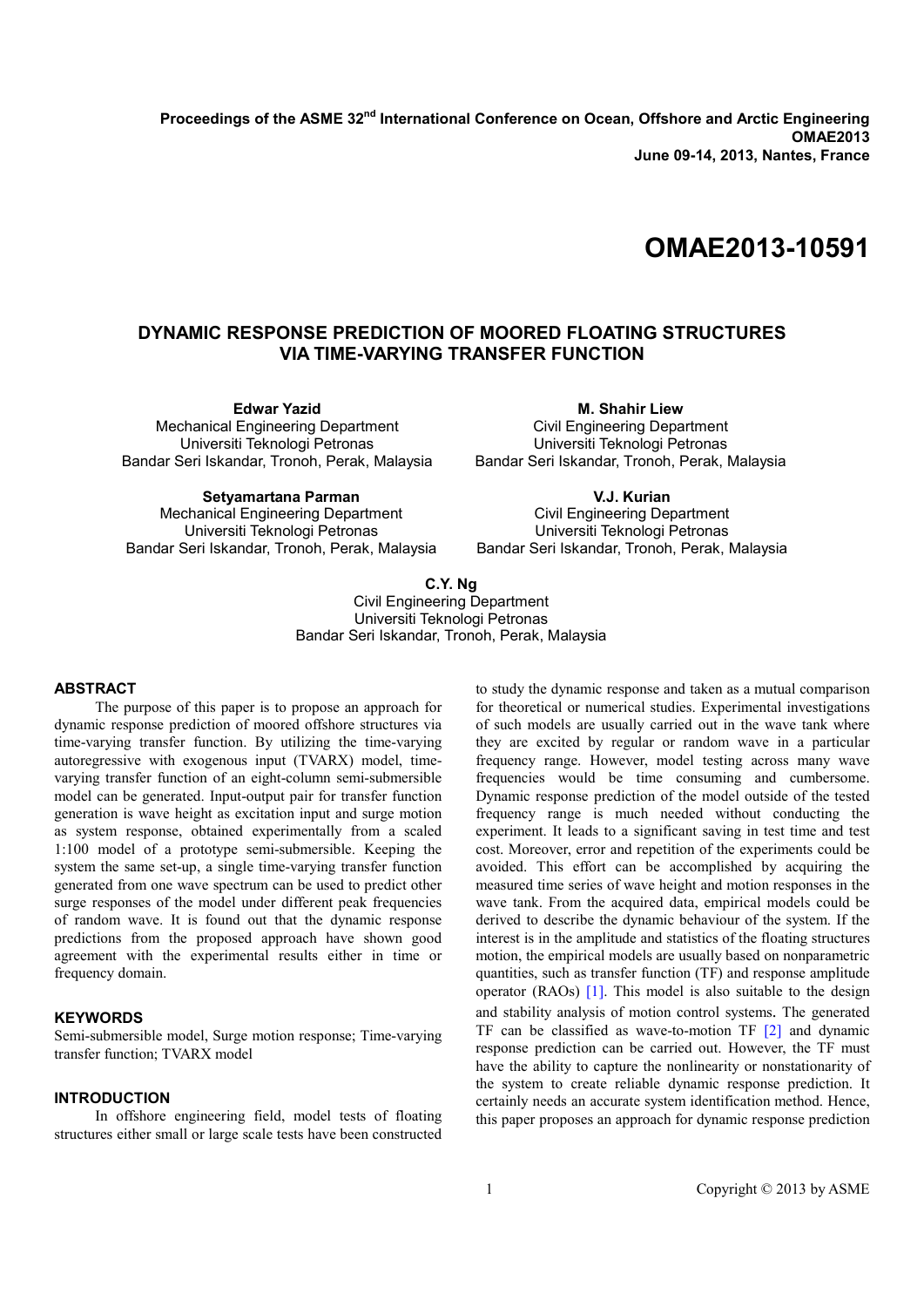**Proceedings of the ASME 32nd International Conference on Ocean, Offshore and Arctic Engineering**
**OMAE2013**
**June 09-14, 2013, Nantes, France**

# OMAE2013-10591

## DYNAMIC RESPONSE PREDICTION OF MOORED FLOATING STRUCTURES VIA TIME-VARYING TRANSFER FUNCTION

**Edwar Yazid**
Mechanical Engineering Department
Universiti Teknologi Petronas
Bandar Seri Iskandar, Tronoh, Perak, Malaysia

**M. Shahir Liew**
Civil Engineering Department
Universiti Teknologi Petronas
Bandar Seri Iskandar, Tronoh, Perak, Malaysia

**Setyamartana Parman**
Mechanical Engineering Department
Universiti Teknologi Petronas
Bandar Seri Iskandar, Tronoh, Perak, Malaysia

**V.J. Kurian**
Civil Engineering Department
Universiti Teknologi Petronas
Bandar Seri Iskandar, Tronoh, Perak, Malaysia

**C.Y. Ng**
Civil Engineering Department
Universiti Teknologi Petronas
Bandar Seri Iskandar, Tronoh, Perak, Malaysia

### ABSTRACT

The purpose of this paper is to propose an approach for dynamic response prediction of moored offshore structures via time-varying transfer function. By utilizing the time-varying autoregressive with exogenous input (TVARX) model, time-varying transfer function of an eight-column semi-submersible model can be generated. Input-output pair for transfer function generation is wave height as excitation input and surge motion as system response, obtained experimentally from a scaled 1:100 model of a prototype semi-submersible. Keeping the system the same set-up, a single time-varying transfer function generated from one wave spectrum can be used to predict other surge responses of the model under different peak frequencies of random wave. It is found out that the dynamic response predictions from the proposed approach have shown good agreement with the experimental results either in time or frequency domain.

### KEYWORDS

Semi-submersible model, Surge motion response; Time-varying transfer function; TVARX model

### INTRODUCTION

In offshore engineering field, model tests of floating structures either small or large scale tests have been constructed to study the dynamic response and taken as a mutual comparison for theoretical or numerical studies. Experimental investigations of such models are usually carried out in the wave tank where they are excited by regular or random wave in a particular frequency range. However, model testing across many wave frequencies would be time consuming and cumbersome. Dynamic response prediction of the model outside of the tested frequency range is much needed without conducting the experiment. It leads to a significant saving in test time and test cost. Moreover, error and repetition of the experiments could be avoided. This effort can be accomplished by acquiring the measured time series of wave height and motion responses in the wave tank. From the acquired data, empirical models could be derived to describe the dynamic behaviour of the system. If the interest is in the amplitude and statistics of the floating structures motion, the empirical models are usually based on nonparametric quantities, such as transfer function (TF) and response amplitude operator (RAOs) [1]. This model is also suitable to the design and stability analysis of motion control systems. The generated TF can be classified as wave-to-motion TF [2] and dynamic response prediction can be carried out. However, the TF must have the ability to capture the nonlinearity or nonstationarity of the system to create reliable dynamic response prediction. It certainly needs an accurate system identification method. Hence, this paper proposes an approach for dynamic response prediction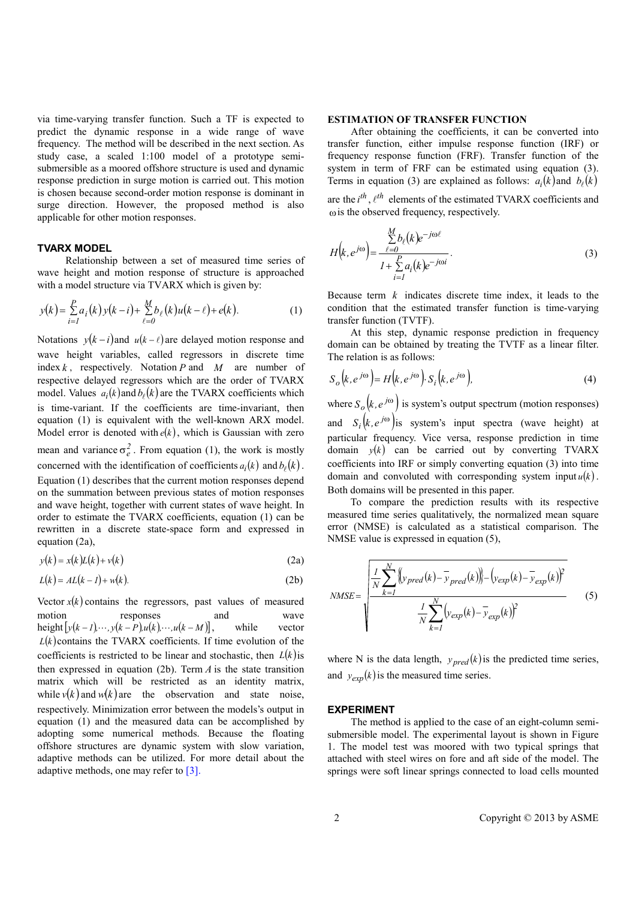via time-varying transfer function. Such a TF is expected to predict the dynamic response in a wide range of wave frequency. The method will be described in the next section. As study case, a scaled 1:100 model of a prototype semi-submersible as a moored offshore structure is used and dynamic response prediction in surge motion is carried out. This motion is chosen because second-order motion response is dominant in surge direction. However, the proposed method is also applicable for other motion responses.

## TVARX MODEL

Relationship between a set of measured time series of wave height and motion response of structure is approached with a model structure via TVARX which is given by:

$$y(k) = \sum_{i=1}^{P} a_i(k)\, y(k-i) + \sum_{\ell=0}^{M} b_\ell(k)\, u(k-\ell) + e(k). \tag{1}$$

Notations $y(k-i)$ and $u(k-\ell)$ are delayed motion response and wave height variables, called regressors in discrete time index $k$, respectively. Notation $P$ and $M$ are number of respective delayed regressors which are the order of TVARX model. Values $a_i(k)$ and $b_\ell(k)$ are the TVARX coefficients which is time-variant. If the coefficients are time-invariant, then equation (1) is equivalent with the well-known ARX model. Model error is denoted with $e(k)$, which is Gaussian with zero mean and variance $\sigma_e^2$. From equation (1), the work is mostly concerned with the identification of coefficients $a_i(k)$ and $b_\ell(k)$. Equation (1) describes that the current motion responses depend on the summation between previous states of motion responses and wave height, together with current states of wave height. In order to estimate the TVARX coefficients, equation (1) can be rewritten in a discrete state-space form and expressed in equation (2a),

$$y(k) = x(k)L(k) + v(k) \tag{2a}$$

$$L(k) = AL(k-1) + w(k). \tag{2b}$$

Vector $x(k)$ contains the regressors, past values of measured motion responses and wave height $[y(k-1), \cdots, y(k-P), u(k), \cdots, u(k-M)]$, while vector $L(k)$ contains the TVARX coefficients. If time evolution of the coefficients is restricted to be linear and stochastic, then $L(k)$ is then expressed in equation (2b). Term $A$ is the state transition matrix which will be restricted as an identity matrix, while $v(k)$ and $w(k)$ are the observation and state noise, respectively. Minimization error between the models's output in equation (1) and the measured data can be accomplished by adopting some numerical methods. Because the floating offshore structures are dynamic system with slow variation, adaptive methods can be utilized. For more detail about the adaptive methods, one may refer to [3].

## ESTIMATION OF TRANSFER FUNCTION

After obtaining the coefficients, it can be converted into transfer function, either impulse response function (IRF) or frequency response function (FRF). Transfer function of the system in term of FRF can be estimated using equation (3). Terms in equation (3) are explained as follows: $a_i(k)$ and $b_\ell(k)$ are the $i^{th}$, $\ell^{th}$ elements of the estimated TVARX coefficients and $\omega$ is the observed frequency, respectively.

$$H\left(k, e^{j\omega}\right) = \frac{\sum_{\ell=0}^{M} b_\ell(k) e^{-j\omega\ell}}{1 + \sum_{i=1}^{P} a_i(k) e^{-j\omega i}}. \tag{3}$$

Because term $k$ indicates discrete time index, it leads to the condition that the estimated transfer function is time-varying transfer function (TVTF).

At this step, dynamic response prediction in frequency domain can be obtained by treating the TVTF as a linear filter. The relation is as follows:

$$S_o\left(k, e^{j\omega}\right) = H\left(k, e^{j\omega}\right) \cdot S_i\left(k, e^{j\omega}\right), \tag{4}$$

where $S_o\left(k, e^{j\omega}\right)$ is system's output spectrum (motion responses) and $S_i\left(k, e^{j\omega}\right)$ is system's input spectra (wave height) at particular frequency. Vice versa, response prediction in time domain $y(k)$ can be carried out by converting TVARX coefficients into IRF or simply converting equation (3) into time domain and convoluted with corresponding system input $u(k)$. Both domains will be presented in this paper.

To compare the prediction results with its respective measured time series qualitatively, the normalized mean square error (NMSE) is calculated as a statistical comparison. The NMSE value is expressed in equation (5),

$$NMSE = \sqrt{\frac{\frac{1}{N}\sum_{k=1}^{N}\left\{\left(y_{pred}(k) - \bar{y}_{pred}(k)\right) - \left(y_{exp}(k) - \bar{y}_{exp}(k)\right)\right\}^2}{\frac{1}{N}\sum_{k=1}^{N}\left(y_{exp}(k) - \bar{y}_{exp}(k)\right)^2}} \tag{5}$$

where N is the data length, $y_{pred}(k)$ is the predicted time series, and $y_{exp}(k)$ is the measured time series.

## EXPERIMENT

The method is applied to the case of an eight-column semi-submersible model. The experimental layout is shown in Figure 1. The model test was moored with two typical springs that attached with steel wires on fore and aft side of the model. The springs were soft linear springs connected to load cells mounted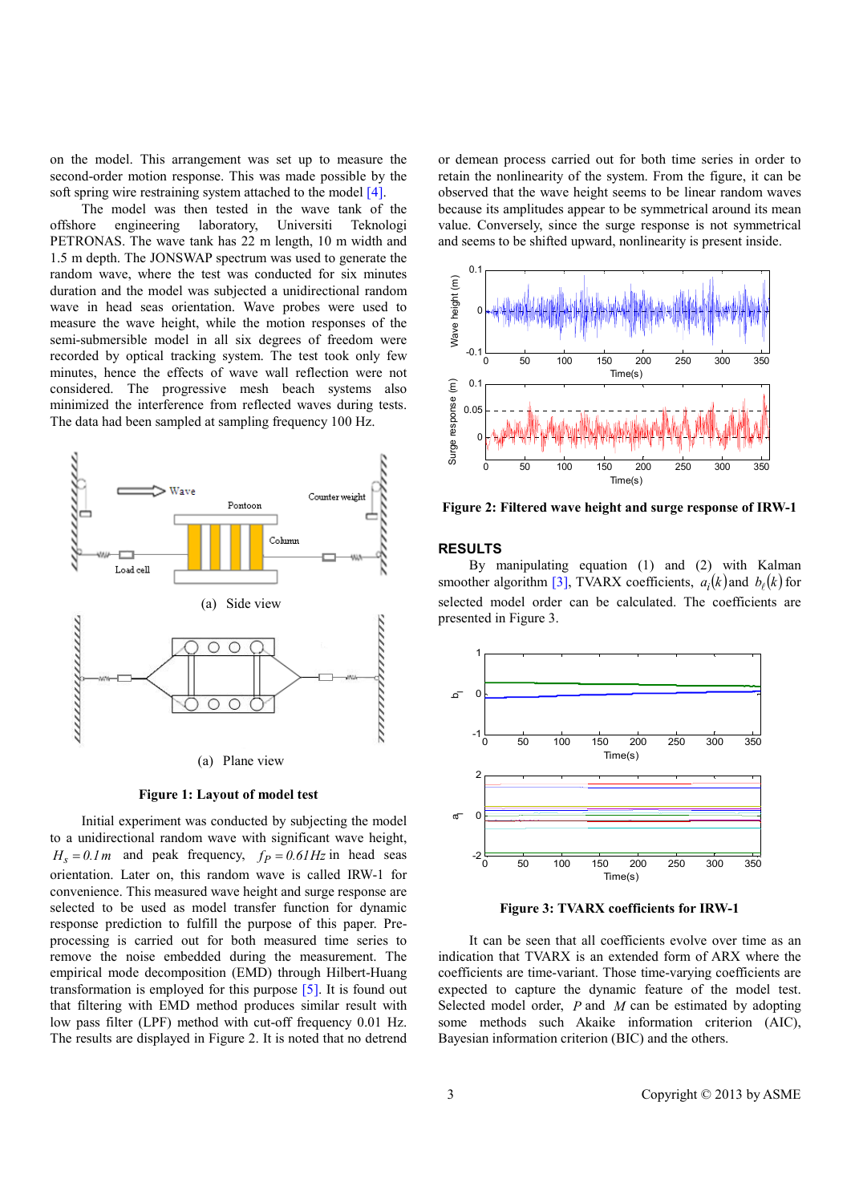on the model. This arrangement was set up to measure the second-order motion response. This was made possible by the soft spring wire restraining system attached to the model [4].

The model was then tested in the wave tank of the offshore engineering laboratory, Universiti Teknologi PETRONAS. The wave tank has 22 m length, 10 m width and 1.5 m depth. The JONSWAP spectrum was used to generate the random wave, where the test was conducted for six minutes duration and the model was subjected a unidirectional random wave in head seas orientation. Wave probes were used to measure the wave height, while the motion responses of the semi-submersible model in all six degrees of freedom were recorded by optical tracking system. The test took only few minutes, hence the effects of wave wall reflection were not considered. The progressive mesh beach systems also minimized the interference from reflected waves during tests. The data had been sampled at sampling frequency 100 Hz.

(a) Side view

(a) Plane view

**Figure 1: Layout of model test**

Initial experiment was conducted by subjecting the model to a unidirectional random wave with significant wave height, $H_s = 0.1\,m$ and peak frequency, $f_P = 0.61\,Hz$ in head seas orientation. Later on, this random wave is called IRW-1 for convenience. This measured wave height and surge response are selected to be used as model transfer function for dynamic response prediction to fulfill the purpose of this paper. Pre-processing is carried out for both measured time series to remove the noise embedded during the measurement. The empirical mode decomposition (EMD) through Hilbert-Huang transformation is employed for this purpose [5]. It is found out that filtering with EMD method produces similar result with low pass filter (LPF) method with cut-off frequency 0.01 Hz. The results are displayed in Figure 2. It is noted that no detrend or demean process carried out for both time series in order to retain the nonlinearity of the system. From the figure, it can be observed that the wave height seems to be linear random waves because its amplitudes appear to be symmetrical around its mean value. Conversely, since the surge response is not symmetrical and seems to be shifted upward, nonlinearity is present inside.

**Figure 2: Filtered wave height and surge response of IRW-1**

## RESULTS

By manipulating equation (1) and (2) with Kalman smoother algorithm [3], TVARX coefficients, $a_i(k)$ and $b_\ell(k)$ for selected model order can be calculated. The coefficients are presented in Figure 3.

**Figure 3: TVARX coefficients for IRW-1**

It can be seen that all coefficients evolve over time as an indication that TVARX is an extended form of ARX where the coefficients are time-variant. Those time-varying coefficients are expected to capture the dynamic feature of the model test. Selected model order, $P$ and $M$ can be estimated by adopting some methods such Akaike information criterion (AIC), Bayesian information criterion (BIC) and the others.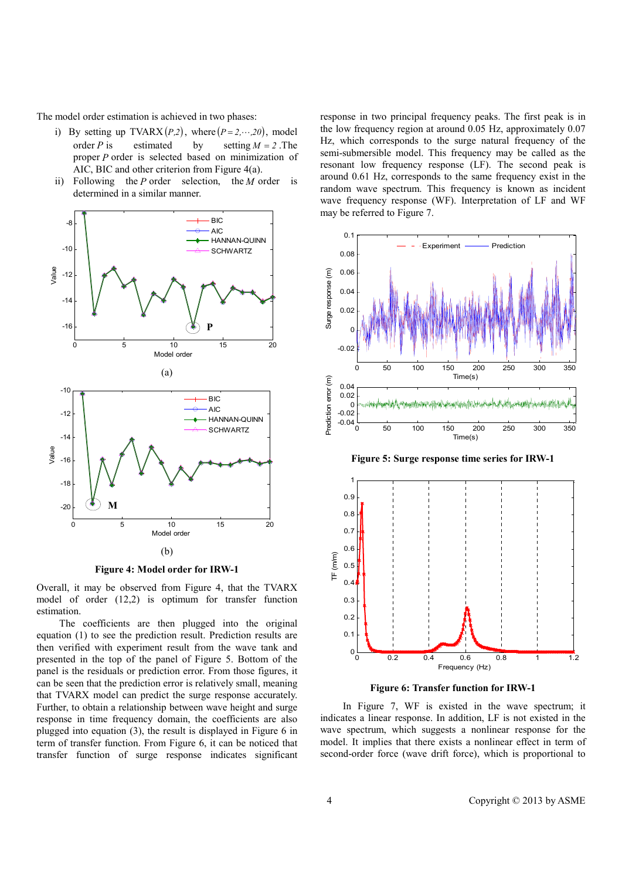The model order estimation is achieved in two phases:

i) By setting up TVARX$(P,2)$, where $(P = 2,\cdots,20)$, model order $P$ is estimated by setting $M = 2$. The proper $P$ order is selected based on minimization of AIC, BIC and other criterion from Figure 4(a).

ii) Following the $P$ order selection, the $M$ order is determined in a similar manner.

(a)

(b)

**Figure 4: Model order for IRW-1**

Overall, it may be observed from Figure 4, that the TVARX model of order (12,2) is optimum for transfer function estimation.

The coefficients are then plugged into the original equation (1) to see the prediction result. Prediction results are then verified with experiment result from the wave tank and presented in the top of the panel of Figure 5. Bottom of the panel is the residuals or prediction error. From those figures, it can be seen that the prediction error is relatively small, meaning that TVARX model can predict the surge response accurately. Further, to obtain a relationship between wave height and surge response in time frequency domain, the coefficients are also plugged into equation (3), the result is displayed in Figure 6 in term of transfer function. From Figure 6, it can be noticed that transfer function of surge response indicates significant response in two principal frequency peaks. The first peak is in the low frequency region at around 0.05 Hz, approximately 0.07 Hz, which corresponds to the surge natural frequency of the semi-submersible model. This frequency may be called as the resonant low frequency response (LF). The second peak is around 0.61 Hz, corresponds to the same frequency exist in the random wave spectrum. This frequency is known as incident wave frequency response (WF). Interpretation of LF and WF may be referred to Figure 7.

**Figure 5: Surge response time series for IRW-1**

**Figure 6: Transfer function for IRW-1**

In Figure 7, WF is existed in the wave spectrum; it indicates a linear response. In addition, LF is not existed in the wave spectrum, which suggests a nonlinear response for the model. It implies that there exists a nonlinear effect in term of second-order force (wave drift force), which is proportional to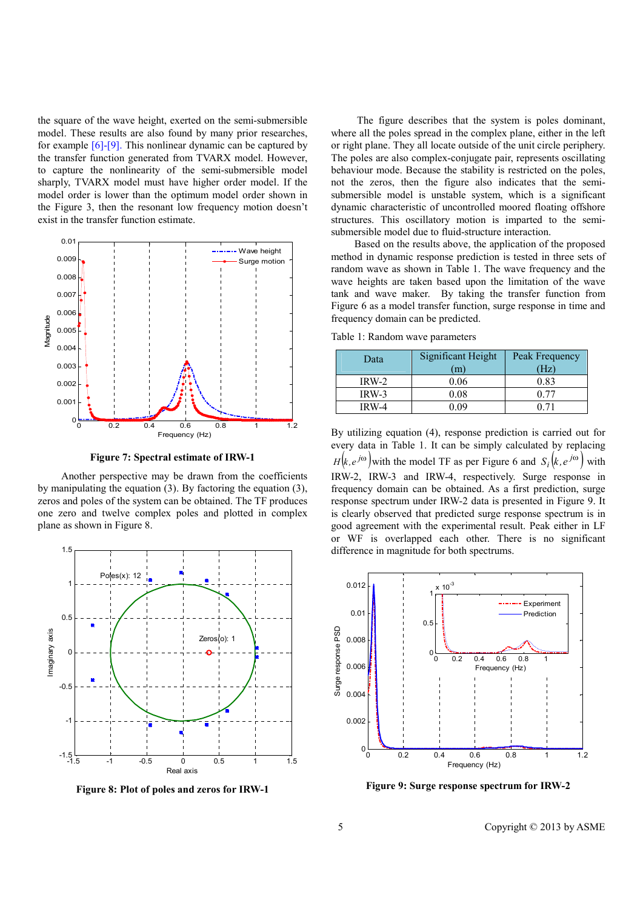the square of the wave height, exerted on the semi-submersible model. These results are also found by many prior researches, for example [6]-[9]. This nonlinear dynamic can be captured by the transfer function generated from TVARX model. However, to capture the nonlinearity of the semi-submersible model sharply, TVARX model must have higher order model. If the model order is lower than the optimum model order shown in the Figure 3, then the resonant low frequency motion doesn't exist in the transfer function estimate.

**Figure 7: Spectral estimate of IRW-1**

Another perspective may be drawn from the coefficients by manipulating the equation (3). By factoring the equation (3), zeros and poles of the system can be obtained. The TF produces one zero and twelve complex poles and plotted in complex plane as shown in Figure 8.

**Figure 8: Plot of poles and zeros for IRW-1**

The figure describes that the system is poles dominant, where all the poles spread in the complex plane, either in the left or right plane. They all locate outside of the unit circle periphery. The poles are also complex-conjugate pair, represents oscillating behaviour mode. Because the stability is restricted on the poles, not the zeros, then the figure also indicates that the semi-submersible model is unstable system, which is a significant dynamic characteristic of uncontrolled moored floating offshore structures. This oscillatory motion is imparted to the semi-submersible model due to fluid-structure interaction.

Based on the results above, the application of the proposed method in dynamic response prediction is tested in three sets of random wave as shown in Table 1. The wave frequency and the wave heights are taken based upon the limitation of the wave tank and wave maker. By taking the transfer function from Figure 6 as a model transfer function, surge response in time and frequency domain can be predicted.

Table 1: Random wave parameters

| Data | Significant Height (m) | Peak Frequency (Hz) |
|---|---|---|
| IRW-2 | 0.06 | 0.83 |
| IRW-3 | 0.08 | 0.77 |
| IRW-4 | 0.09 | 0.71 |

By utilizing equation (4), response prediction is carried out for every data in Table 1. It can be simply calculated by replacing $H(k, e^{j\omega})$ with the model TF as per Figure 6 and $S_i(k, e^{j\omega})$ with IRW-2, IRW-3 and IRW-4, respectively. Surge response in frequency domain can be obtained. As a first prediction, surge response spectrum under IRW-2 data is presented in Figure 9. It is clearly observed that predicted surge response spectrum is in good agreement with the experimental result. Peak either in LF or WF is overlapped each other. There is no significant difference in magnitude for both spectrums.

**Figure 9: Surge response spectrum for IRW-2**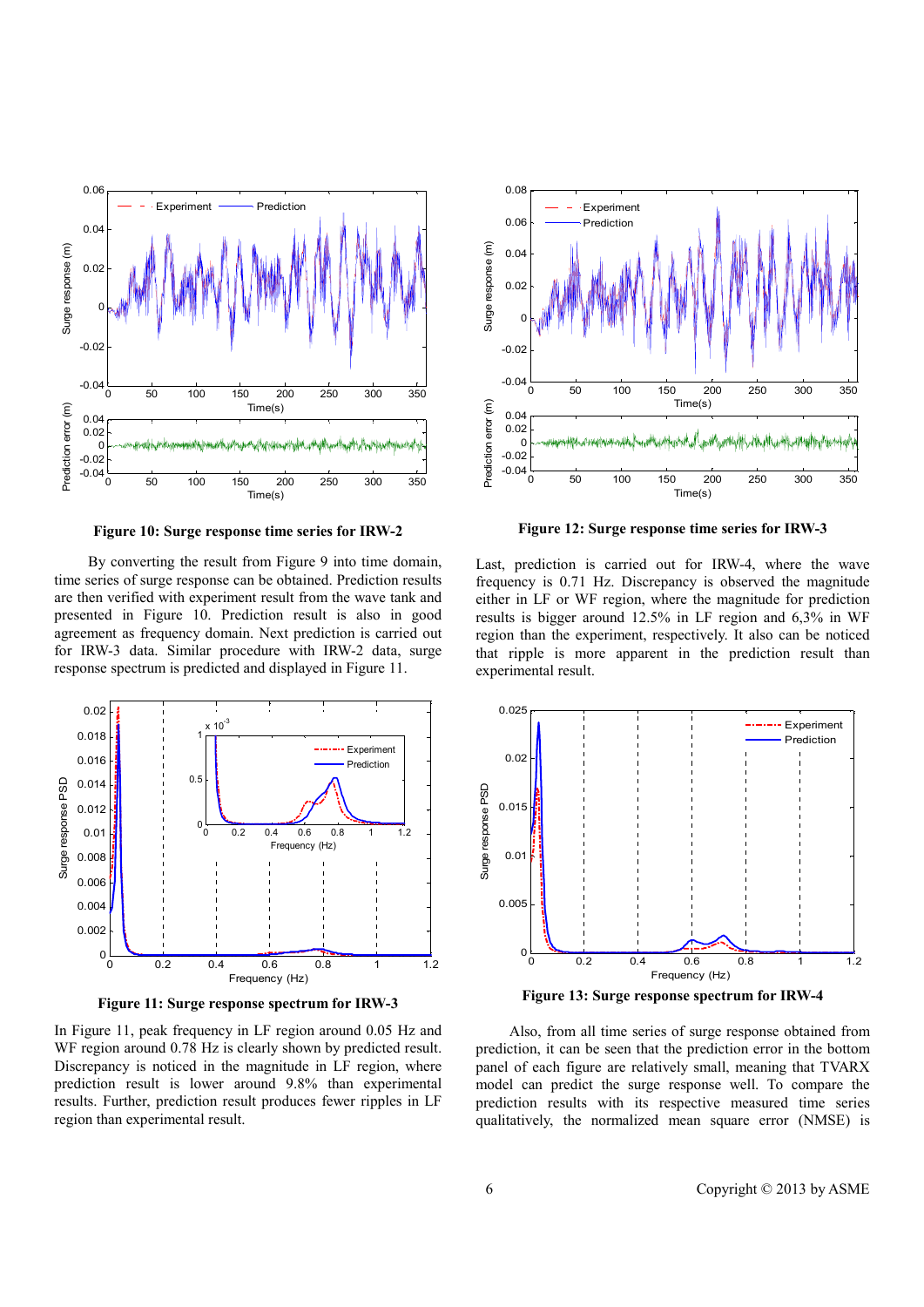**Figure 10: Surge response time series for IRW-2**

By converting the result from Figure 9 into time domain, time series of surge response can be obtained. Prediction results are then verified with experiment result from the wave tank and presented in Figure 10. Prediction result is also in good agreement as frequency domain. Next prediction is carried out for IRW-3 data. Similar procedure with IRW-2 data, surge response spectrum is predicted and displayed in Figure 11.

**Figure 11: Surge response spectrum for IRW-3**

In Figure 11, peak frequency in LF region around 0.05 Hz and WF region around 0.78 Hz is clearly shown by predicted result. Discrepancy is noticed in the magnitude in LF region, where prediction result is lower around 9.8% than experimental results. Further, prediction result produces fewer ripples in LF region than experimental result.

**Figure 12: Surge response time series for IRW-3**

Last, prediction is carried out for IRW-4, where the wave frequency is 0.71 Hz. Discrepancy is observed the magnitude either in LF or WF region, where the magnitude for prediction results is bigger around 12.5% in LF region and 6,3% in WF region than the experiment, respectively. It also can be noticed that ripple is more apparent in the prediction result than experimental result.

**Figure 13: Surge response spectrum for IRW-4**

Also, from all time series of surge response obtained from prediction, it can be seen that the prediction error in the bottom panel of each figure are relatively small, meaning that TVARX model can predict the surge response well. To compare the prediction results with its respective measured time series qualitatively, the normalized mean square error (NMSE) is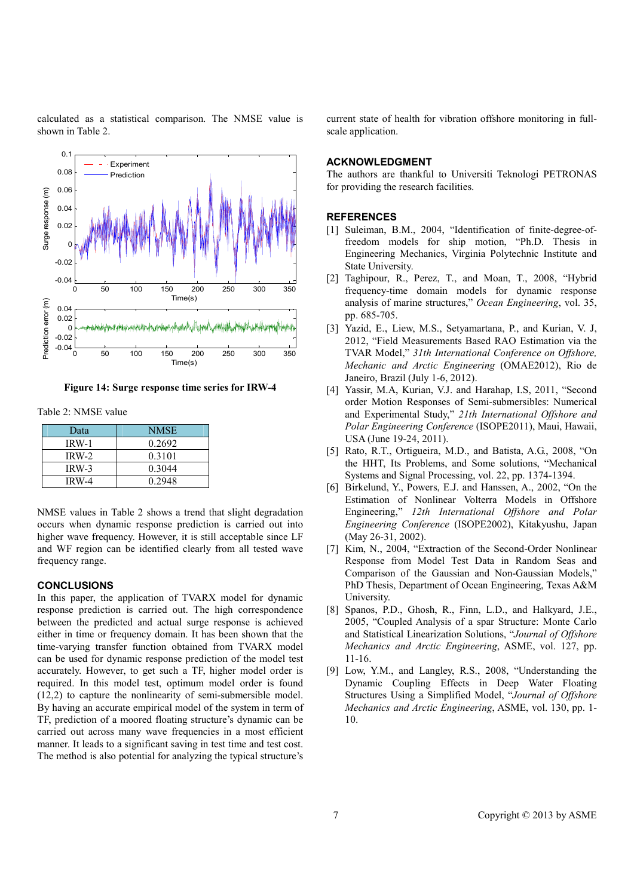calculated as a statistical comparison. The NMSE value is shown in Table 2.

0.1
0.08
0.06
0.04
0.02
0
-0.02
-0.04
Surge response (m)
Experiment
Prediction
0 50 100 150 200 250 300 350
Time(s)

0.04
0.02
0
-0.02
-0.04
Prediction error (m)
0 50 100 150 200 250 300 350
Time(s)

**Figure 14: Surge response time series for IRW-4**

Table 2: NMSE value

| Data | NMSE |
|---|---|
| IRW-1 | 0.2692 |
| IRW-2 | 0.3101 |
| IRW-3 | 0.3044 |
| IRW-4 | 0.2948 |

NMSE values in Table 2 shows a trend that slight degradation occurs when dynamic response prediction is carried out into higher wave frequency. However, it is still acceptable since LF and WF region can be identified clearly from all tested wave frequency range.

## CONCLUSIONS

In this paper, the application of TVARX model for dynamic response prediction is carried out. The high correspondence between the predicted and actual surge response is achieved either in time or frequency domain. It has been shown that the time-varying transfer function obtained from TVARX model can be used for dynamic response prediction of the model test accurately. However, to get such a TF, higher model order is required. In this model test, optimum model order is found (12,2) to capture the nonlinearity of semi-submersible model. By having an accurate empirical model of the system in term of TF, prediction of a moored floating structure's dynamic can be carried out across many wave frequencies in a most efficient manner. It leads to a significant saving in test time and test cost. The method is also potential for analyzing the typical structure's current state of health for vibration offshore monitoring in full-scale application.

## ACKNOWLEDGMENT

The authors are thankful to Universiti Teknologi PETRONAS for providing the research facilities.

## REFERENCES

[1] Suleiman, B.M., 2004, "Identification of finite-degree-of-freedom models for ship motion, "Ph.D. Thesis in Engineering Mechanics, Virginia Polytechnic Institute and State University.

[2] Taghipour, R., Perez, T., and Moan, T., 2008, "Hybrid frequency-time domain models for dynamic response analysis of marine structures," *Ocean Engineering*, vol. 35, pp. 685-705.

[3] Yazid, E., Liew, M.S., Setyamartana, P., and Kurian, V. J, 2012, "Field Measurements Based RAO Estimation via the TVAR Model," *31th International Conference on Offshore, Mechanic and Arctic Engineering* (OMAE2012), Rio de Janeiro, Brazil (July 1-6, 2012).

[4] Yassir, M.A, Kurian, V.J. and Harahap, I.S, 2011, "Second order Motion Responses of Semi-submersibles: Numerical and Experimental Study," *21th International Offshore and Polar Engineering Conference* (ISOPE2011), Maui, Hawaii, USA (June 19-24, 2011).

[5] Rato, R.T., Ortigueira, M.D., and Batista, A.G., 2008, "On the HHT, Its Problems, and Some solutions, "Mechanical Systems and Signal Processing, vol. 22, pp. 1374-1394.

[6] Birkelund, Y., Powers, E.J. and Hanssen, A., 2002, "On the Estimation of Nonlinear Volterra Models in Offshore Engineering," *12th International Offshore and Polar Engineering Conference* (ISOPE2002), Kitakyushu, Japan (May 26-31, 2002).

[7] Kim, N., 2004, "Extraction of the Second-Order Nonlinear Response from Model Test Data in Random Seas and Comparison of the Gaussian and Non-Gaussian Models," PhD Thesis, Department of Ocean Engineering, Texas A&M University.

[8] Spanos, P.D., Ghosh, R., Finn, L.D., and Halkyard, J.E., 2005, "Coupled Analysis of a spar Structure: Monte Carlo and Statistical Linearization Solutions, "*Journal of Offshore Mechanics and Arctic Engineering*, ASME, vol. 127, pp. 11-16.

[9] Low, Y.M., and Langley, R.S., 2008, "Understanding the Dynamic Coupling Effects in Deep Water Floating Structures Using a Simplified Model, "*Journal of Offshore Mechanics and Arctic Engineering*, ASME, vol. 130, pp. 1-10.